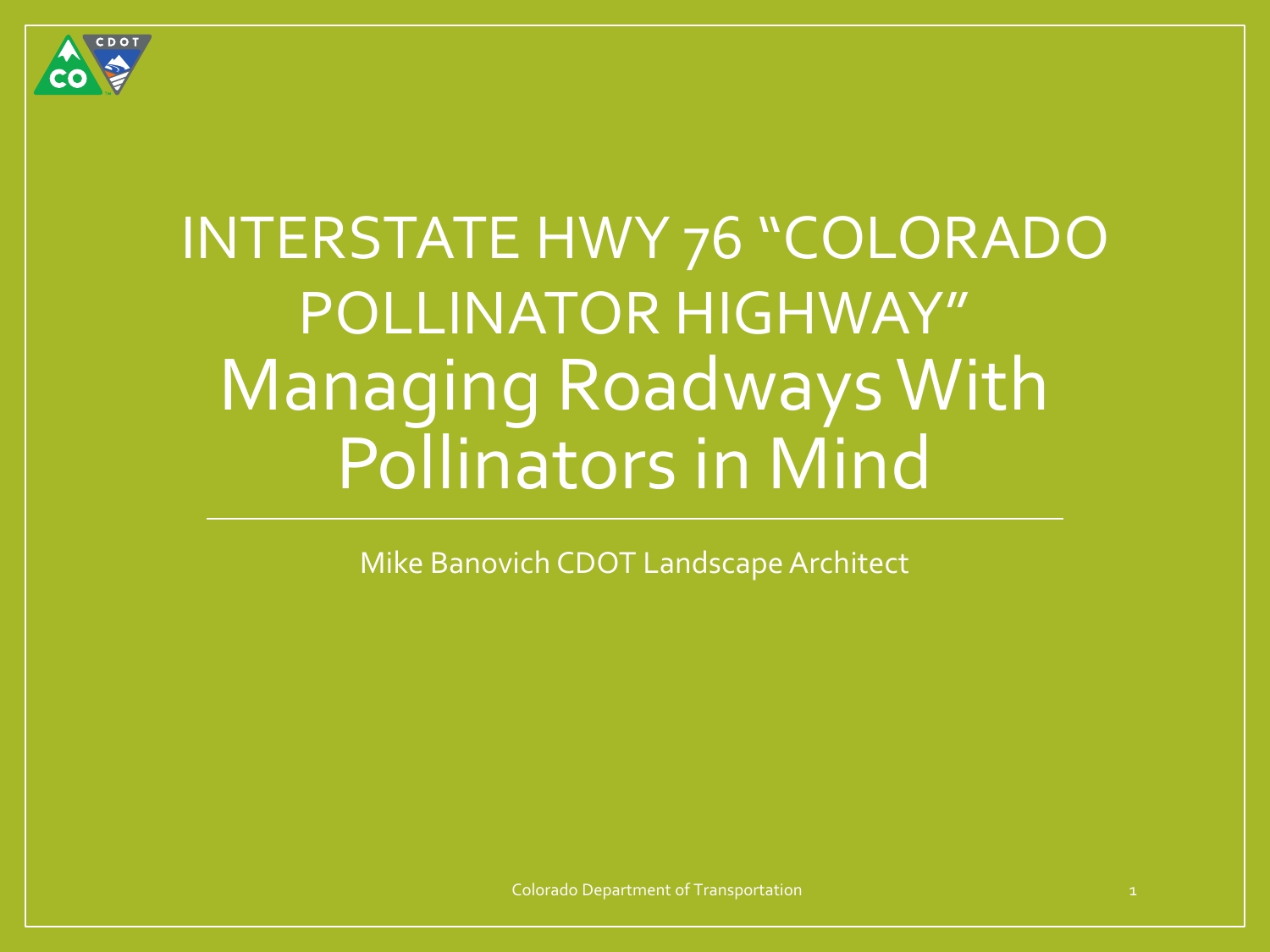# INTERSTATE HWY 76 "COLORADO POLLINATOR HIGHWAY" Managing Roadways With Pollinators in Mind

Mike Banovich CDOT Landscape Architect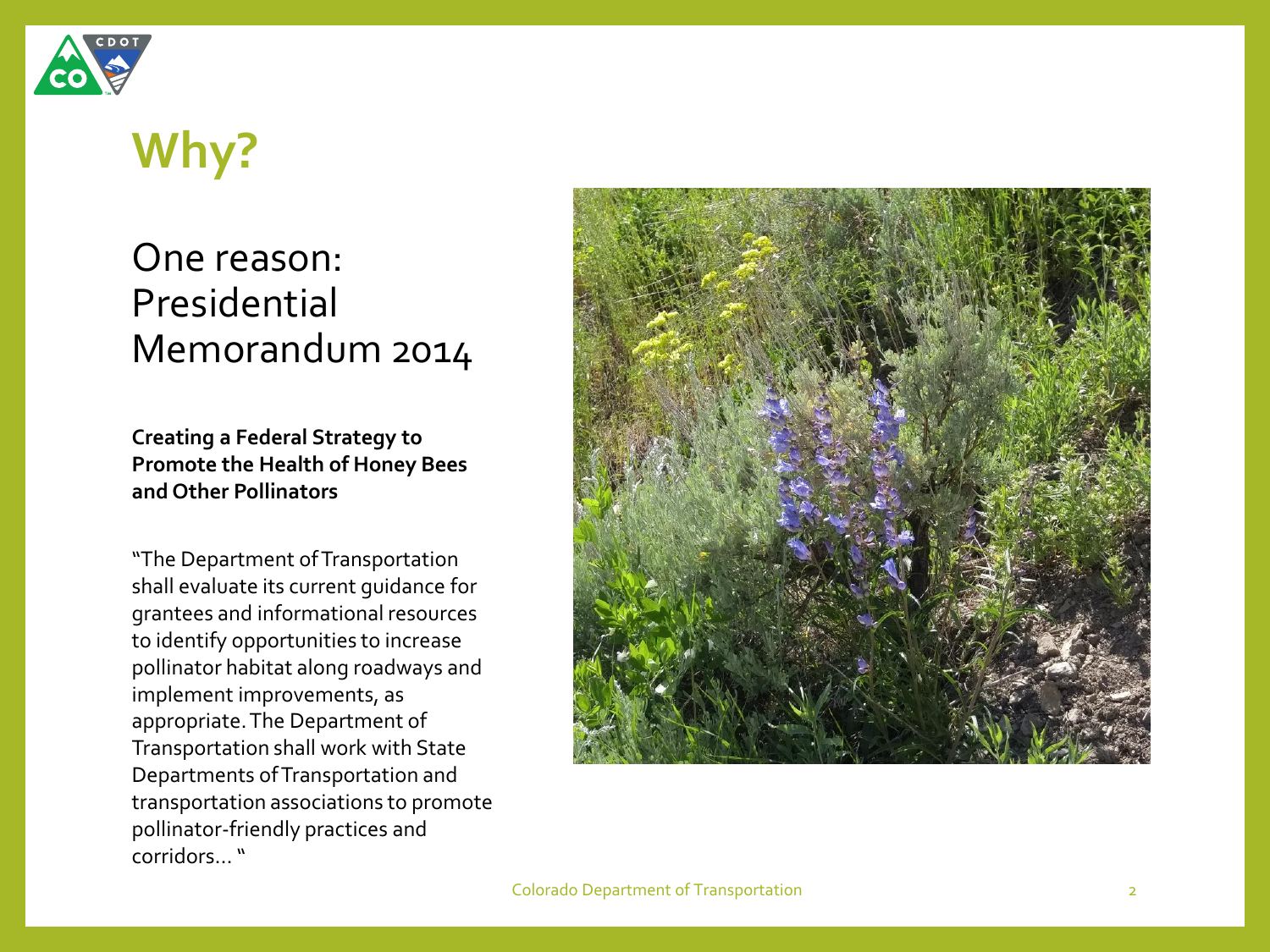# Why?

## One reason: Presidential Memorandum 2014

**Creating a Federal Strategy to Promote the Health of Honey Bees and Other Pollinators**

"The Department of Transportation shall evaluate its current guidance for grantees and informational resources to identify opportunities to increase pollinator habitat along roadways and implement improvements, as appropriate. The Department of Transportation shall work with State Departments of Transportation and transportation associations to promote pollinator-friendly practices and corridors… "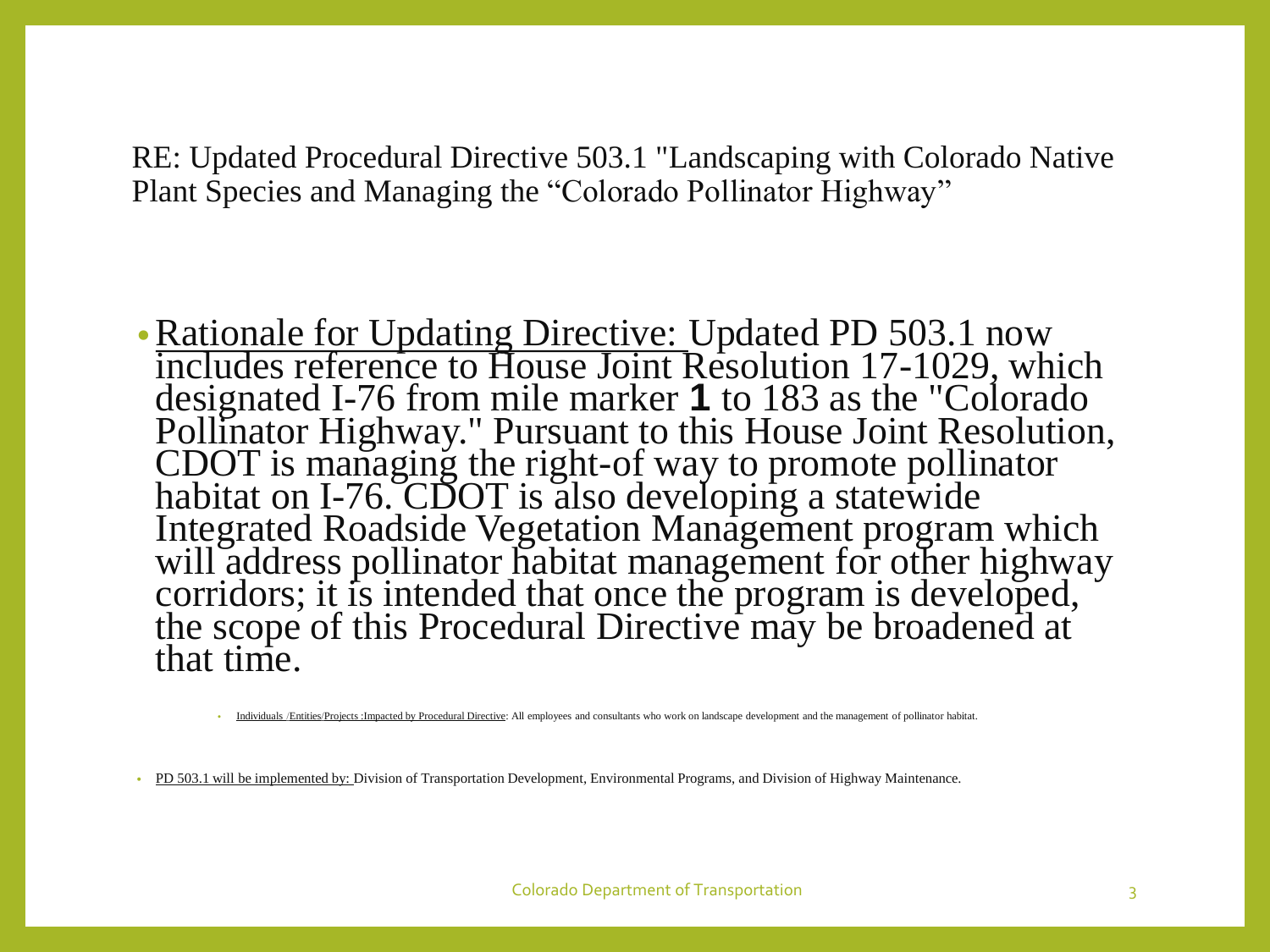RE: Updated Procedural Directive 503.1 "Landscaping with Colorado Native Plant Species and Managing the "Colorado Pollinator Highway"

- Rationale for Updating Directive: Updated PD 503.1 now includes reference to House Joint Resolution 17-1029, which designated I-76 from mile marker **1** to 183 as the "Colorado Pollinator Highway." Pursuant to this House Joint Resolution, CDOT is managing the right-of way to promote pollinator habitat on I-76. CDOT is also developing a statewide Integrated Roadside Vegetation Management program which will address pollinator habitat management for other highway corridors; it is intended that once the program is developed, the scope of this Procedural Directive may be broadened at that time.
  - Individuals /Entities/Projects :Impacted by Procedural Directive: All employees and consultants who work on landscape development and the management of pollinator habitat.
- PD 503.1 will be implemented by: Division of Transportation Development, Environmental Programs, and Division of Highway Maintenance.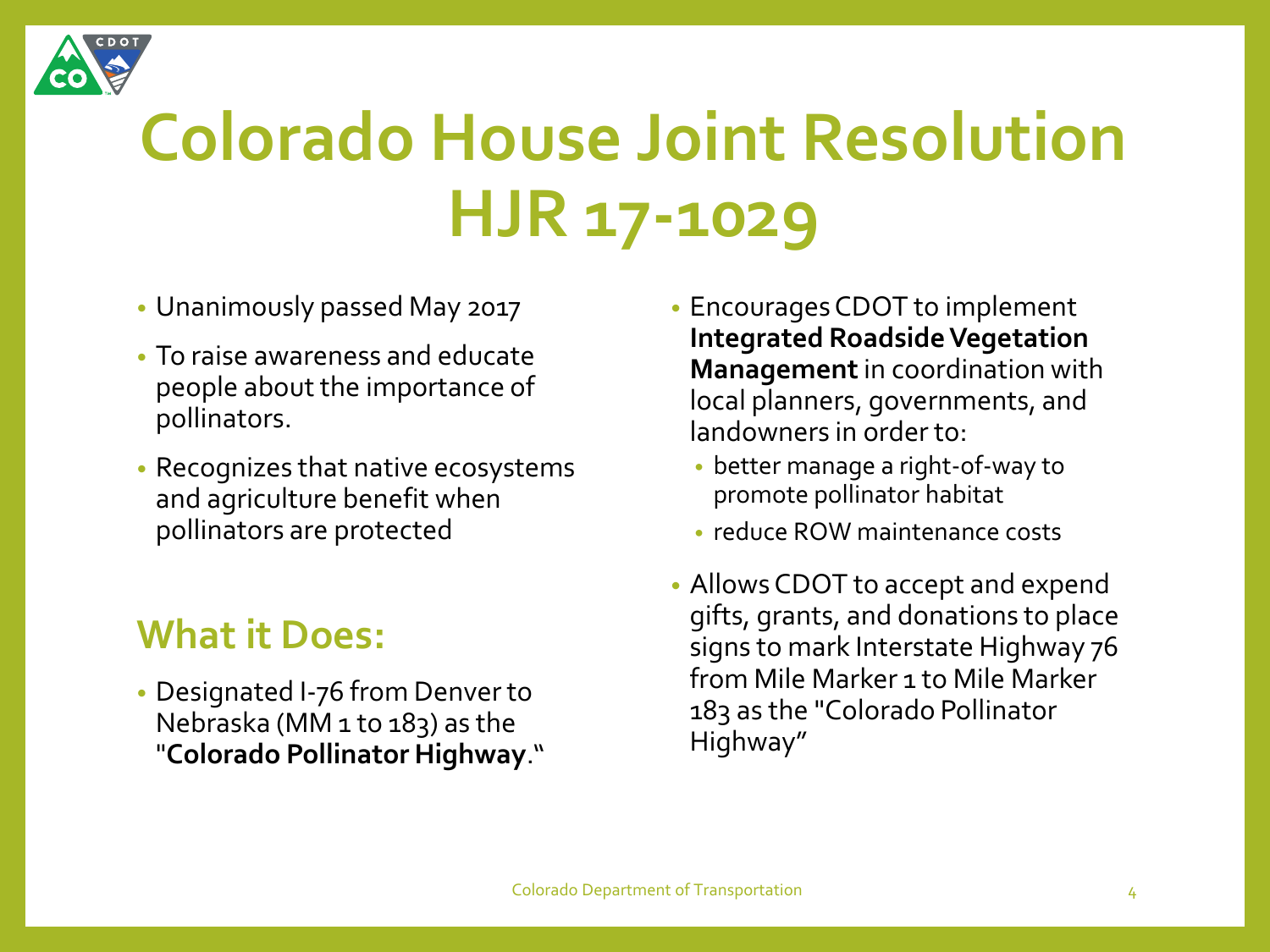# Colorado House Joint Resolution HJR 17-1029

- Unanimously passed May 2017
- To raise awareness and educate people about the importance of pollinators.
- Recognizes that native ecosystems and agriculture benefit when pollinators are protected

## What it Does:

- Designated I-76 from Denver to Nebraska (MM 1 to 183) as the "**Colorado Pollinator Highway**."
- Encourages CDOT to implement **Integrated Roadside Vegetation Management** in coordination with local planners, governments, and landowners in order to:
  - better manage a right-of-way to promote pollinator habitat
  - reduce ROW maintenance costs
- Allows CDOT to accept and expend gifts, grants, and donations to place signs to mark Interstate Highway 76 from Mile Marker 1 to Mile Marker 183 as the "Colorado Pollinator Highway"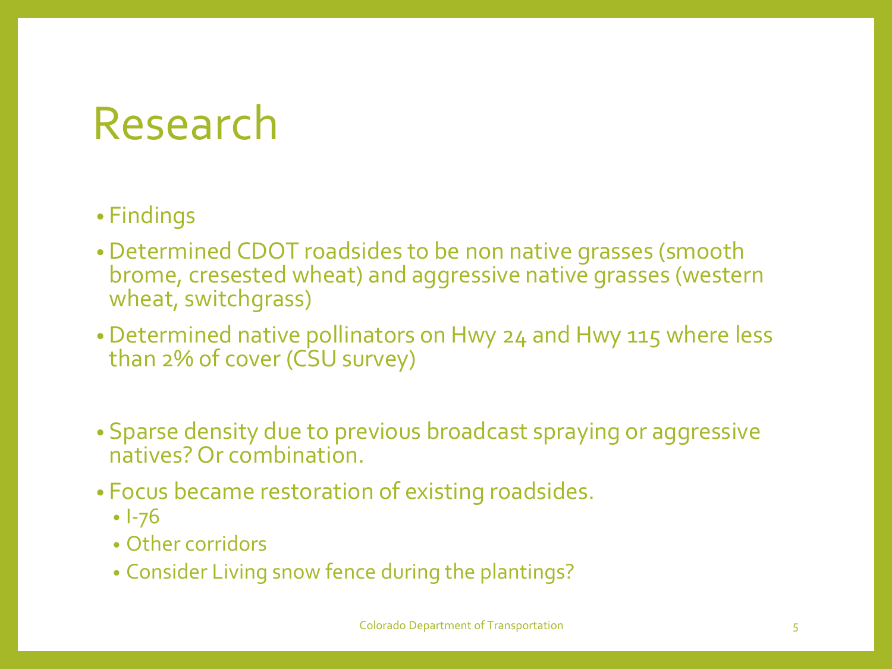# Research

- Findings
- Determined CDOT roadsides to be non native grasses (smooth brome, cresested wheat) and aggressive native grasses (western wheat, switchgrass)
- Determined native pollinators on Hwy 24 and Hwy 115 where less than 2% of cover (CSU survey)
- Sparse density due to previous broadcast spraying or aggressive natives? Or combination.
- Focus became restoration of existing roadsides.
  - I-76
  - Other corridors
  - Consider Living snow fence during the plantings?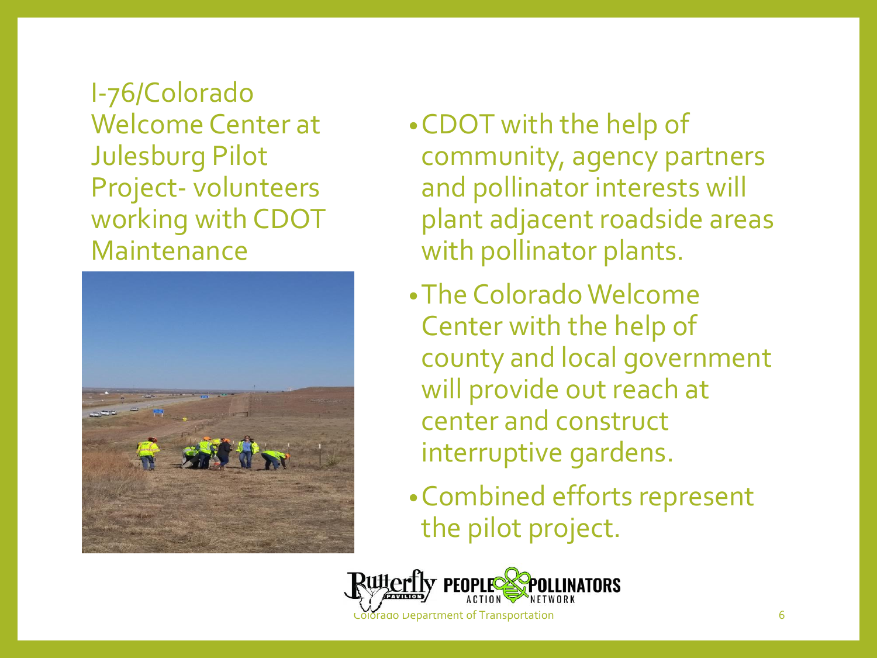# I-76/Colorado Welcome Center at Julesburg Pilot Project- volunteers working with CDOT Maintenance

- CDOT with the help of community, agency partners and pollinator interests will plant adjacent roadside areas with pollinator plants.
- The Colorado Welcome Center with the help of county and local government will provide out reach at center and construct interruptive gardens.
- Combined efforts represent the pilot project.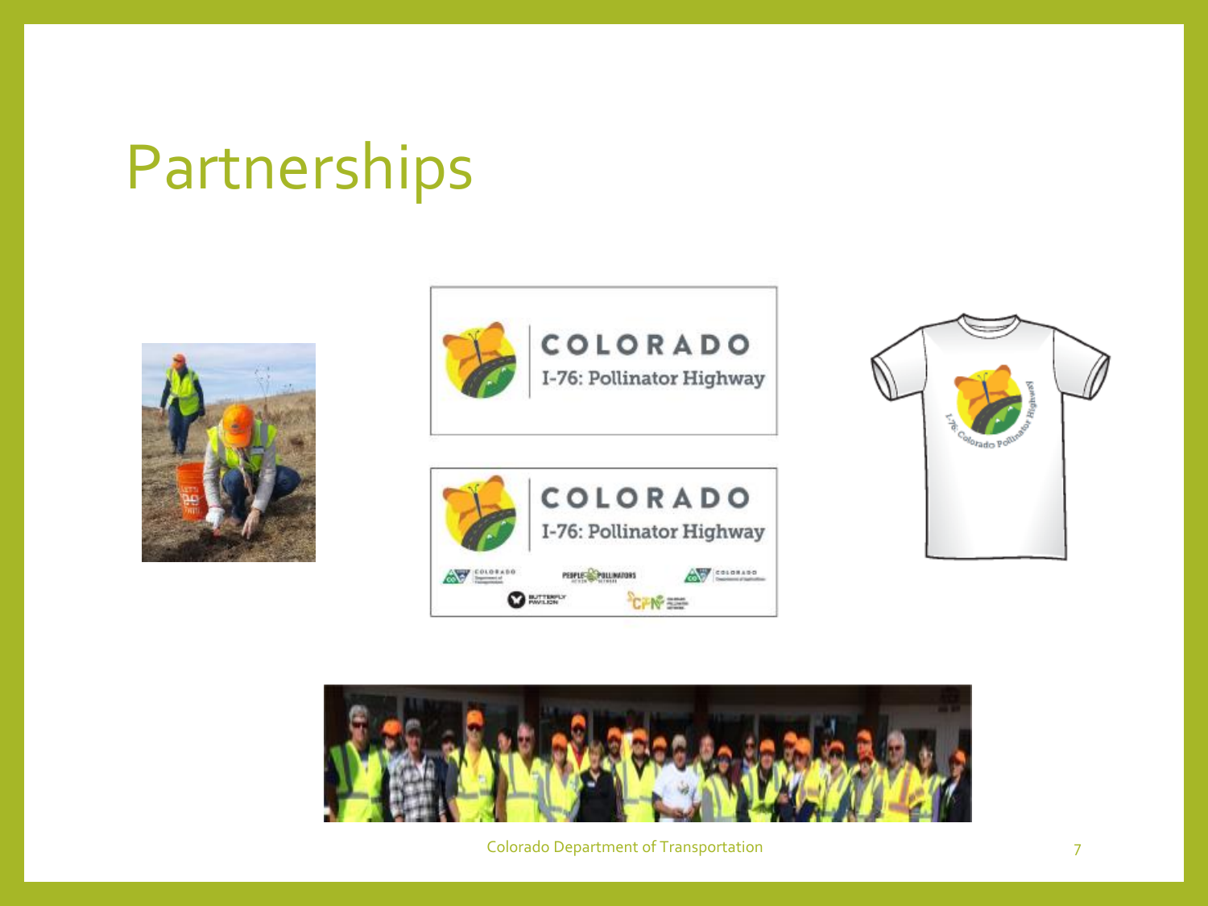# Partnerships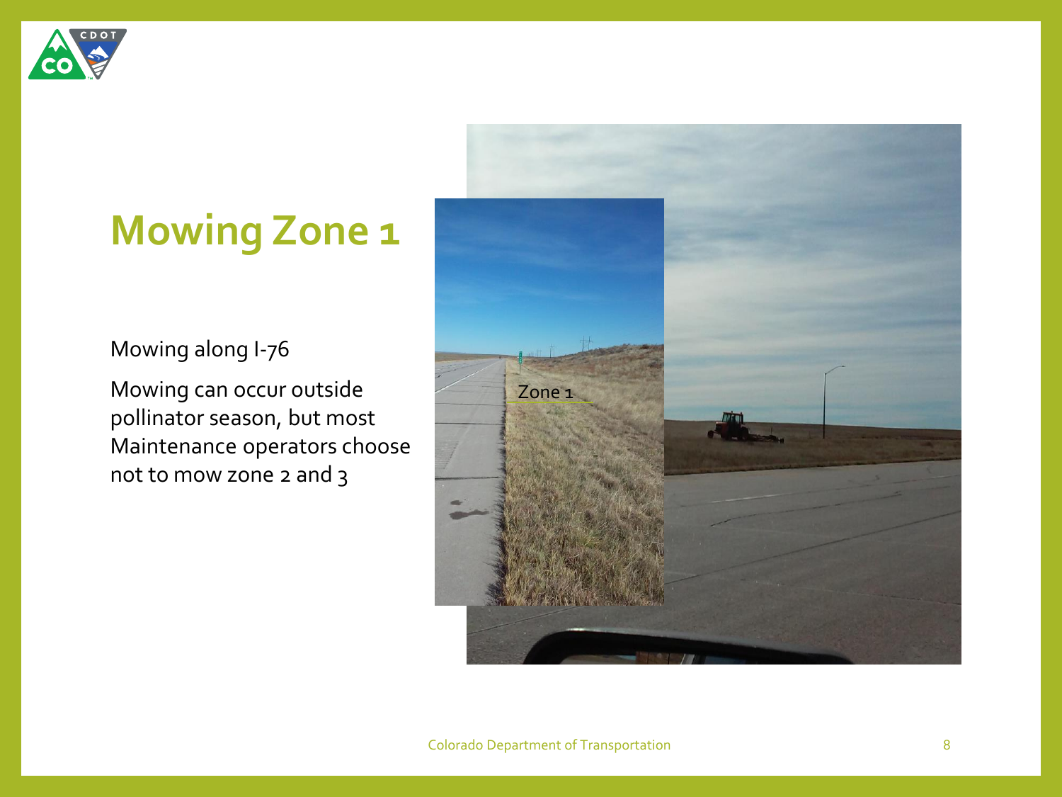# Mowing Zone 1

Mowing along I-76

Mowing can occur outside pollinator season, but most Maintenance operators choose not to mow zone 2 and 3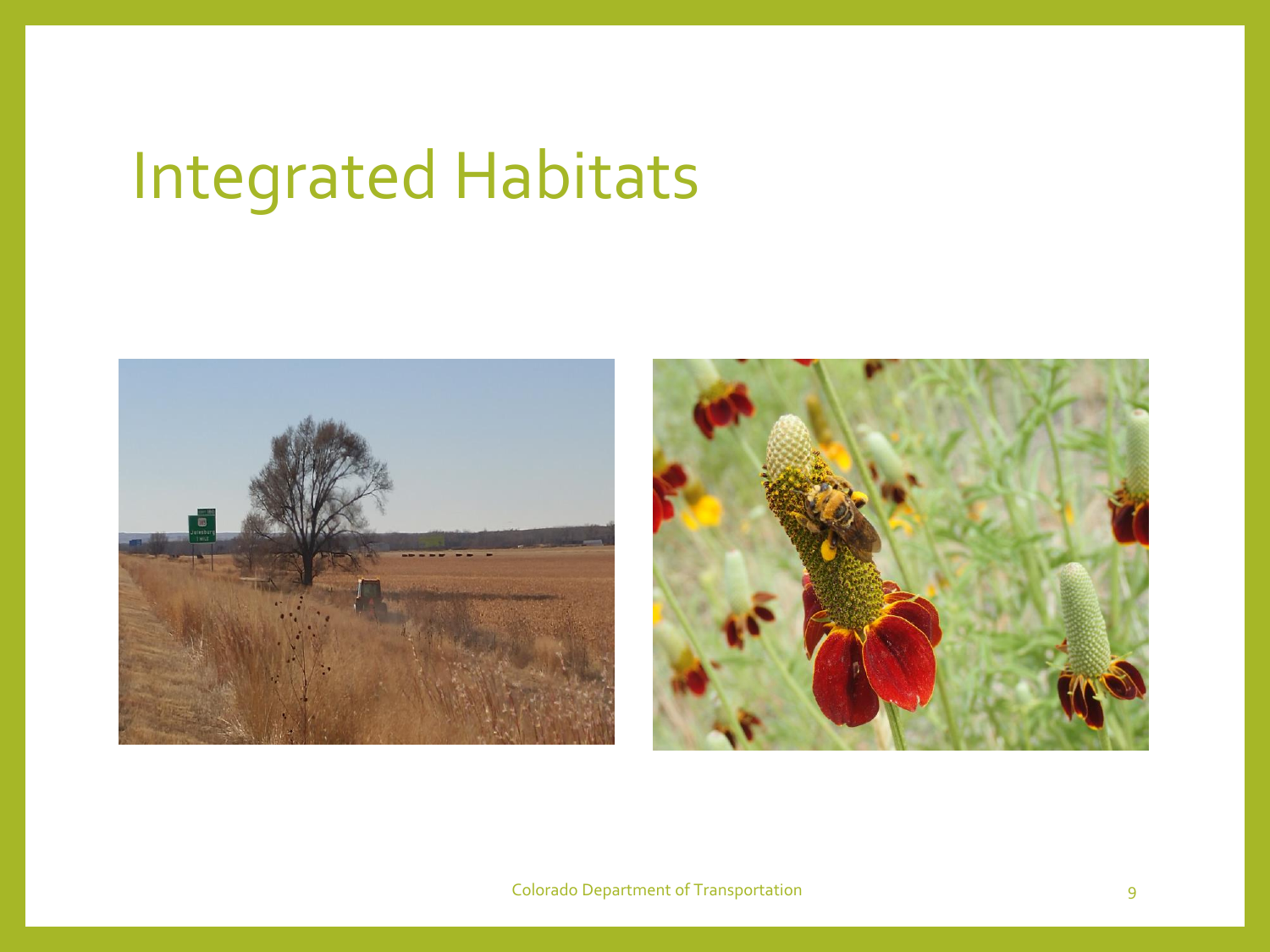# Integrated Habitats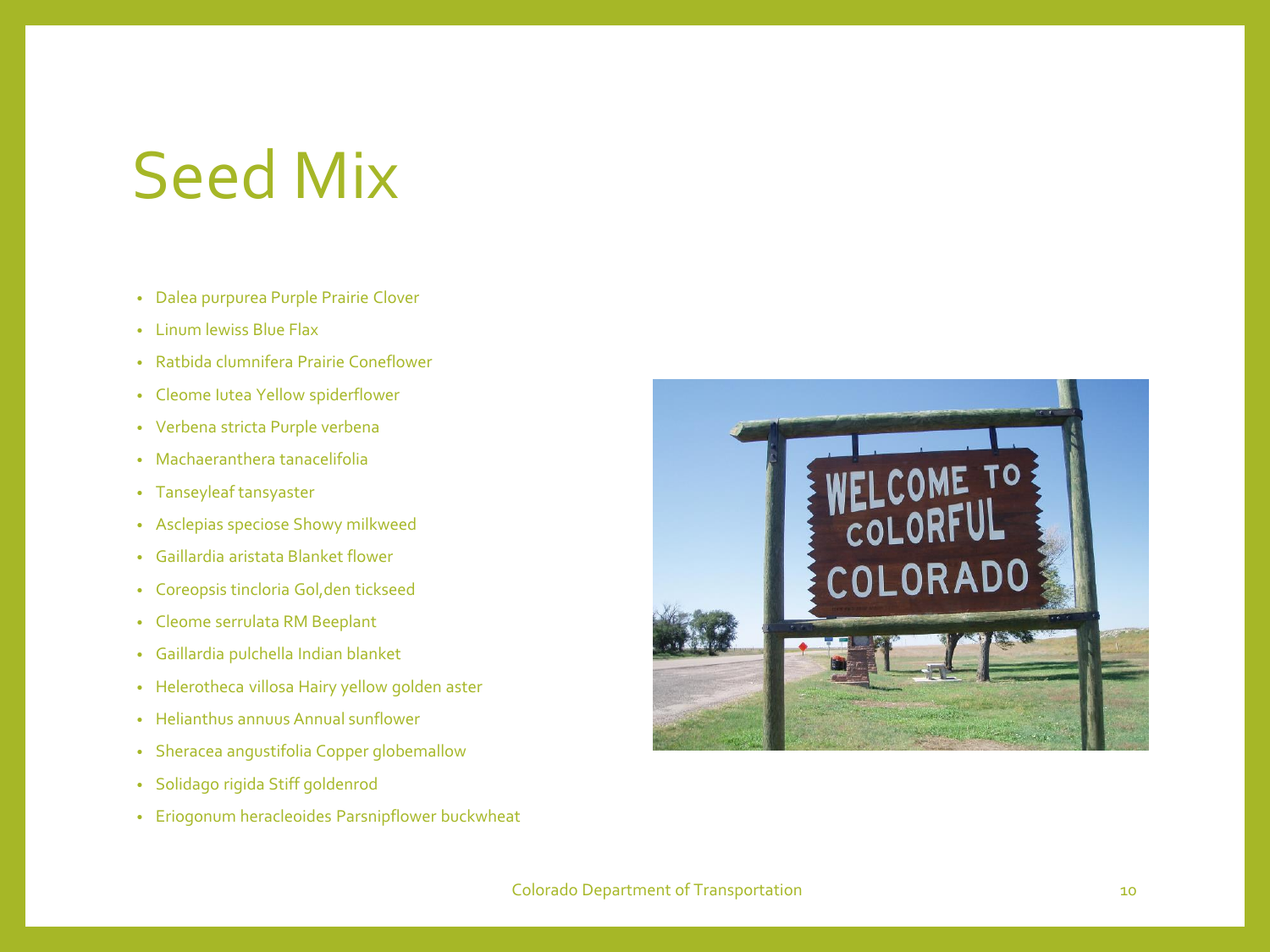# Seed Mix

- Dalea purpurea Purple Prairie Clover
- Linum lewiss Blue Flax
- Ratbida clumnifera Prairie Coneflower
- Cleome lutea Yellow spiderflower
- Verbena stricta Purple verbena
- Machaeranthera tanacelifolia
- Tanseyleaf tansyaster
- Asclepias speciose Showy milkweed
- Gaillardia aristata Blanket flower
- Coreopsis tincloria Gol,den tickseed
- Cleome serrulata RM Beeplant
- Gaillardia pulchella Indian blanket
- Helerotheca villosa Hairy yellow golden aster
- Helianthus annuus Annual sunflower
- Sheracea angustifolia Copper globemallow
- Solidago rigida Stiff goldenrod
- Eriogonum heracleoides Parsnipflower buckwheat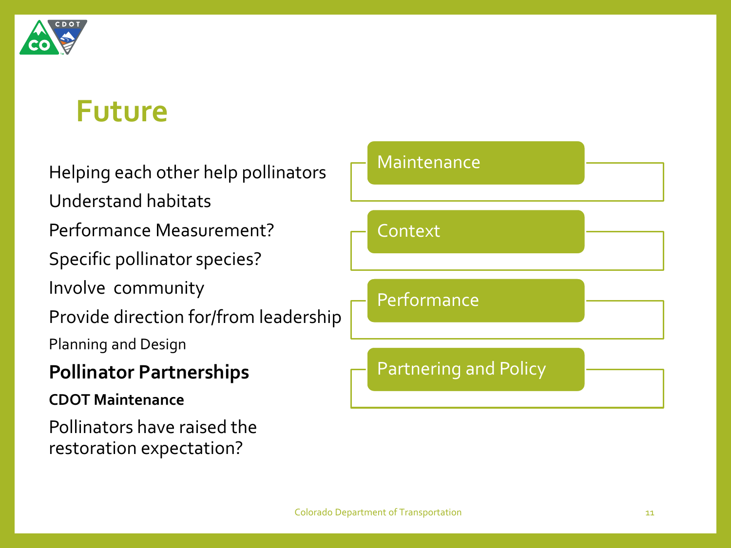# Future

Helping each other help pollinators

Understand habitats

Performance Measurement?

Specific pollinator species?

Involve community

Provide direction for/from leadership

Planning and Design

**Pollinator Partnerships**

**CDOT Maintenance**

Pollinators have raised the restoration expectation?

- Maintenance
- Context
- Performance
- Partnering and Policy

Colorado Department of Transportation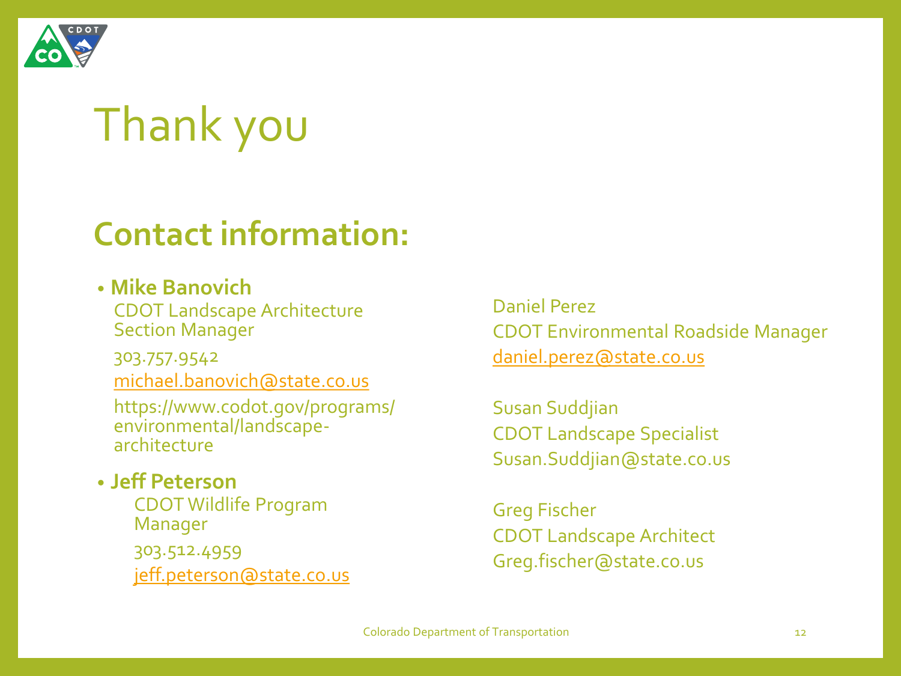# Thank you

## Contact information:

- **Mike Banovich**
  CDOT Landscape Architecture Section Manager
  303.757.9542
  michael.banovich@state.co.us
  https://www.codot.gov/programs/environmental/landscape-architecture

- **Jeff Peterson**
  CDOT Wildlife Program Manager
  303.512.4959
  jeff.peterson@state.co.us

Daniel Perez
CDOT Environmental Roadside Manager
daniel.perez@state.co.us

Susan Suddjian
CDOT Landscape Specialist
Susan.Suddjian@state.co.us

Greg Fischer
CDOT Landscape Architect
Greg.fischer@state.co.us